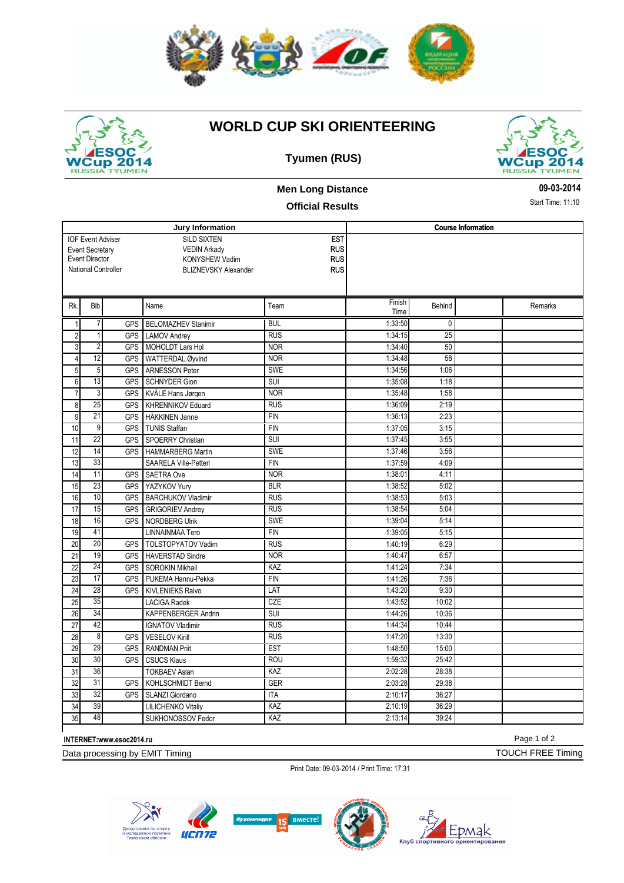# WORLD CUP SKI ORIENTEERING

## Tyumen (RUS)

### Men Long Distance

### Official Results

09-03-2014

Start Time: 11:10

| Jury Information | | |
|---|---|---|
| IOF Event Adviser | SILD SIXTEN | EST |
| Event Secretary | VEDIN Arkady | RUS |
| Event Director | KONYSHEW Vadim | RUS |
| National Controller | BLIZNEVSKY Alexander | RUS |

**Course Information**

| Rk. | Bib | | Name | Team | Finish Time | Behind | | Remarks |
|---|---|---|---|---|---|---|---|---|
| 1 | 7 | GPS | BELOMAZHEV Stanimir | BUL | 1:33:50 | 0 | | |
| 2 | 1 | GPS | LAMOV Andrey | RUS | 1:34:15 | 25 | | |
| 3 | 2 | GPS | MOHOLDT Lars Hol | NOR | 1:34:40 | 50 | | |
| 4 | 12 | GPS | WATTERDAL Øyvind | NOR | 1:34:48 | 58 | | |
| 5 | 5 | GPS | ARNESSON Peter | SWE | 1:34:56 | 1:06 | | |
| 6 | 13 | GPS | SCHNYDER Gion | SUI | 1:35:08 | 1:18 | | |
| 7 | 3 | GPS | KVÅLE Hans Jørgen | NOR | 1:35:48 | 1:58 | | |
| 8 | 25 | GPS | KHRENNIKOV Eduard | RUS | 1:36:09 | 2:19 | | |
| 9 | 21 | GPS | HÄKKINEN Janne | FIN | 1:36:13 | 2:23 | | |
| 10 | 9 | GPS | TUNIS Staffan | FIN | 1:37:05 | 3:15 | | |
| 11 | 22 | GPS | SPOERRY Christian | SUI | 1:37:45 | 3:55 | | |
| 12 | 14 | GPS | HAMMARBERG Martin | SWE | 1:37:46 | 3:56 | | |
| 13 | 33 | | SAARELA Ville-Petteri | FIN | 1:37:59 | 4:09 | | |
| 14 | 11 | GPS | SAETRA Ove | NOR | 1:38:01 | 4:11 | | |
| 15 | 23 | GPS | YAZYKOV Yury | BLR | 1:38:52 | 5:02 | | |
| 16 | 10 | GPS | BARCHUKOV Vladimir | RUS | 1:38:53 | 5:03 | | |
| 17 | 15 | GPS | GRIGORIEV Andrey | RUS | 1:38:54 | 5:04 | | |
| 18 | 16 | GPS | NORDBERG Ulrik | SWE | 1:39:04 | 5:14 | | |
| 19 | 41 | | LINNAINMAA Tero | FIN | 1:39:05 | 5:15 | | |
| 20 | 20 | GPS | TOLSTOPYATOV Vadim | RUS | 1:40:19 | 6:29 | | |
| 21 | 19 | GPS | HAVERSTAD Sindre | NOR | 1:40:47 | 6:57 | | |
| 22 | 24 | GPS | SOROKIN Mikhail | KAZ | 1:41:24 | 7:34 | | |
| 23 | 17 | GPS | PUKEMA Hannu-Pekka | FIN | 1:41:26 | 7:36 | | |
| 24 | 28 | GPS | KIVLENIEKS Raivo | LAT | 1:43:20 | 9:30 | | |
| 25 | 35 | | LACIGA Radek | CZE | 1:43:52 | 10:02 | | |
| 26 | 34 | | KAPPENBERGER Andrin | SUI | 1:44:26 | 10:36 | | |
| 27 | 42 | | IGNATOV Vladimir | RUS | 1:44:34 | 10:44 | | |
| 28 | 8 | GPS | VESELOV Kirill | RUS | 1:47:20 | 13:30 | | |
| 29 | 29 | GPS | RANDMAN Priit | EST | 1:48:50 | 15:00 | | |
| 30 | 30 | GPS | CSUCS Klaus | ROU | 1:59:32 | 25:42 | | |
| 31 | 36 | | TOKBAEV Aslan | KAZ | 2:02:28 | 28:38 | | |
| 32 | 31 | GPS | KOHLSCHMIDT Bernd | GER | 2:03:28 | 29:38 | | |
| 33 | 32 | GPS | SLANZI Giordano | ITA | 2:10:17 | 36:27 | | |
| 34 | 39 | | LILICHENKO Vitaliy | KAZ | 2:10:19 | 36:29 | | |
| 35 | 48 | | SUKHONOSSOV Fedor | KAZ | 2:13:14 | 39:24 | | |

INTERNET:www.esoc2014.ru

Data processing by EMIT Timing

TOUCH FREE Timing

Print Date: 09-03-2014 / Print Time: 17:31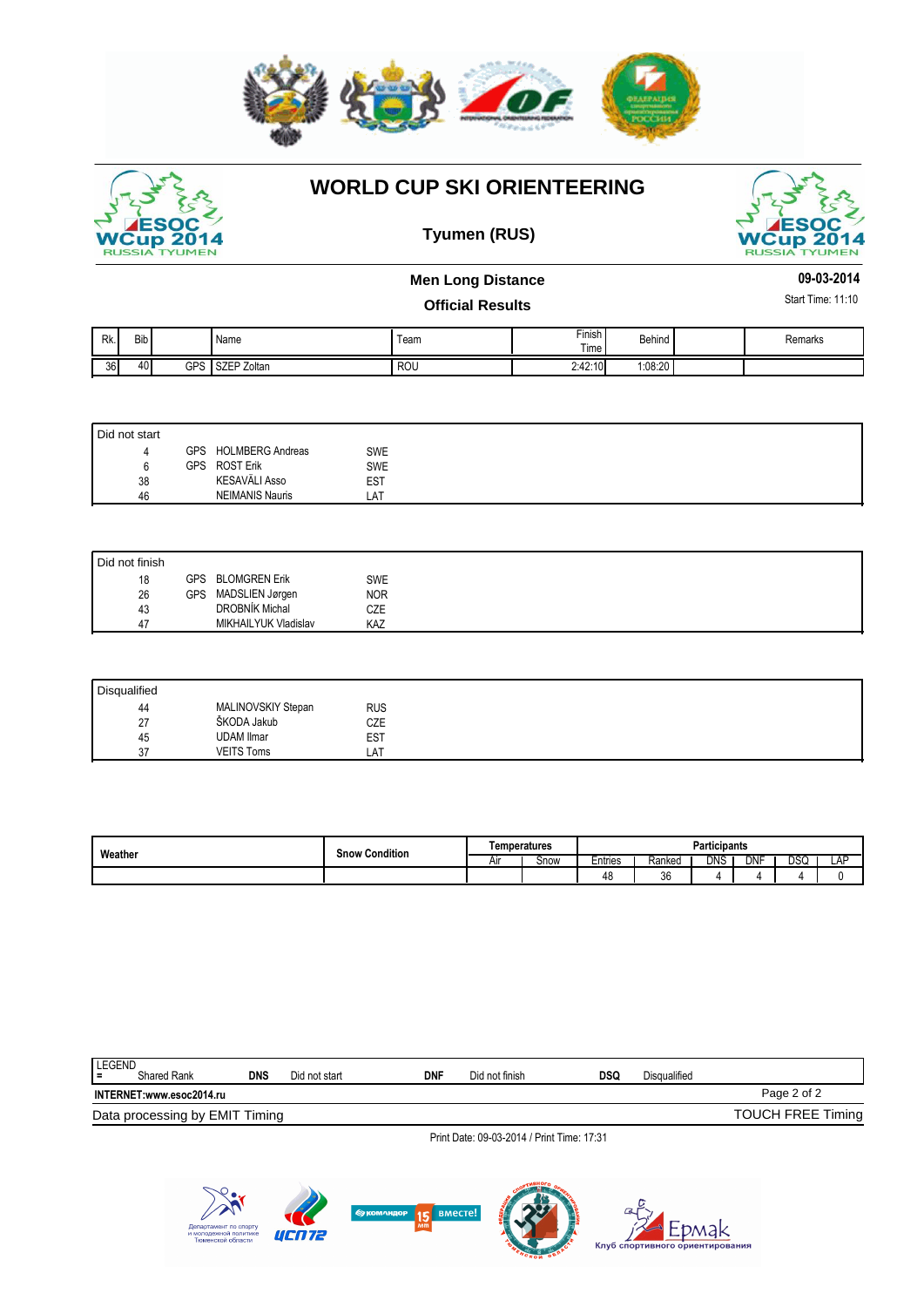# WORLD CUP SKI ORIENTEERING

## Tyumen (RUS)

### Men Long Distance

**09-03-2014**

### Official Results

Start Time: 11:10

| Rk. | Bib | | Name | Team | Finish Time | Behind | | Remarks |
|---|---|---|---|---|---|---|---|---|
| 36 | 40 | GPS | SZEP Zoltan | ROU | 2:42:10 | 1:08:20 | | |

| Did not start | | | |
|---|---|---|---|
| 4 | GPS | HOLMBERG Andreas | SWE |
| 6 | GPS | ROST Erik | SWE |
| 38 | | KESAVÄLI Asso | EST |
| 46 | | NEIMANIS Nauris | LAT |

| Did not finish | | | |
|---|---|---|---|
| 18 | GPS | BLOMGREN Erik | SWE |
| 26 | GPS | MADSLIEN Jørgen | NOR |
| 43 | | DROBNÍK Michal | CZE |
| 47 | | MIKHAILYUK Vladislav | KAZ |

| Disqualified | | | |
|---|---|---|---|
| 44 | | MALINOVSKIY Stepan | RUS |
| 27 | | ŠKODA Jakub | CZE |
| 45 | | UDAM Ilmar | EST |
| 37 | | VEITS Toms | LAT |

| Weather | Snow Condition | Temperatures | | Participants | | | | | |
|---|---|---|---|---|---|---|---|---|---|
| | | Air | Snow | Entries | Ranked | DNS | DNF | DSQ | LAP |
| | | | | 48 | 36 | 4 | 4 | 4 | 0 |

LEGEND
= Shared Rank **DNS** Did not start **DNF** Did not finish **DSQ** Disqualified

**INTERNET:www.esoc2014.ru**

Data processing by EMIT Timing — TOUCH FREE Timing

Print Date: 09-03-2014 / Print Time: 17:31